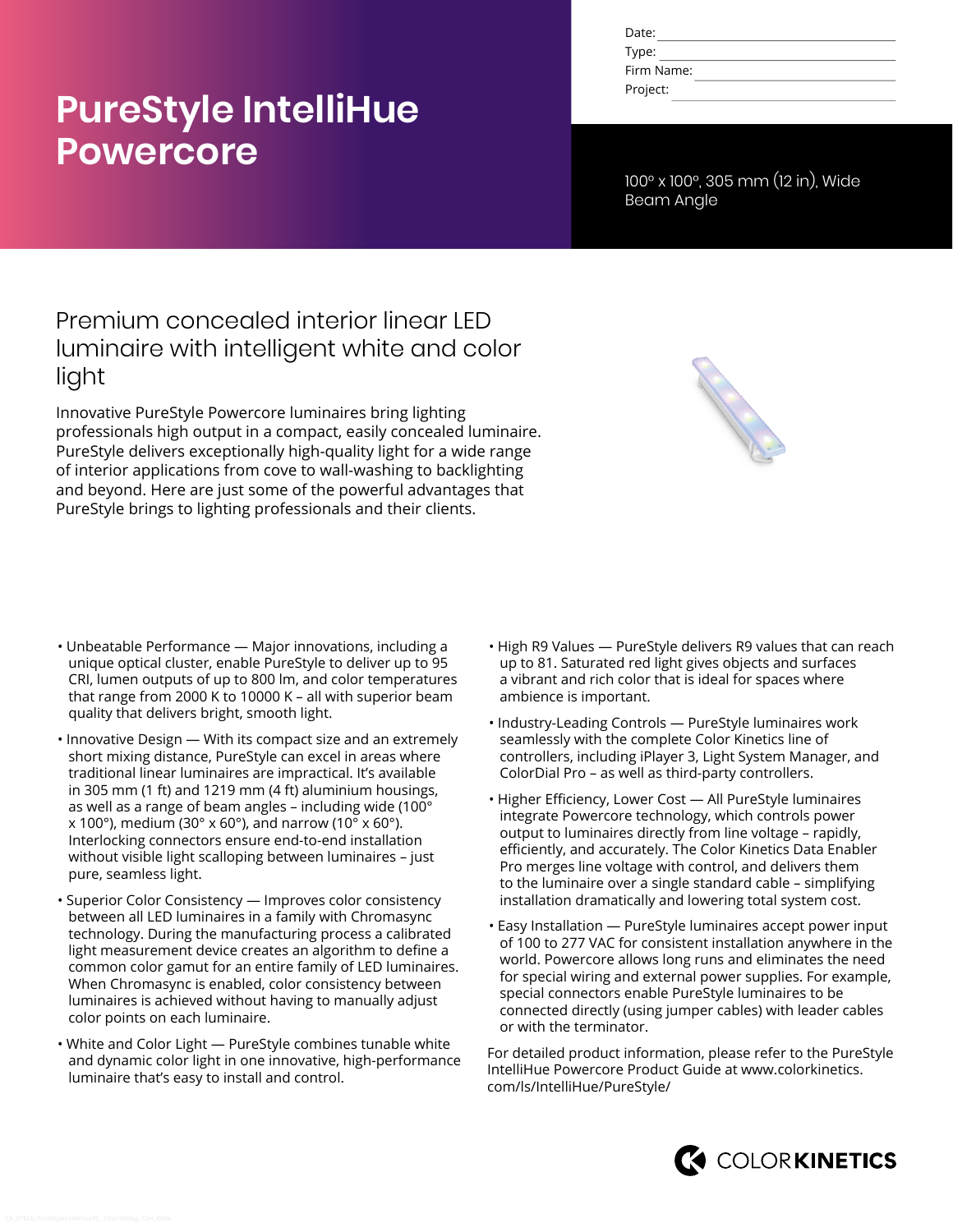# PureStyle IntelliHue Powercore

Date:
Type:
Firm Name:
Project:

100° x 100°, 305 mm (12 in), Wide Beam Angle

## Premium concealed interior linear LED luminaire with intelligent white and color light

Innovative PureStyle Powercore luminaires bring lighting professionals high output in a compact, easily concealed luminaire. PureStyle delivers exceptionally high-quality light for a wide range of interior applications from cove to wall-washing to backlighting and beyond. Here are just some of the powerful advantages that PureStyle brings to lighting professionals and their clients.

- Unbeatable Performance — Major innovations, including a unique optical cluster, enable PureStyle to deliver up to 95 CRI, lumen outputs of up to 800 lm, and color temperatures that range from 2000 K to 10000 K – all with superior beam quality that delivers bright, smooth light.
- Innovative Design — With its compact size and an extremely short mixing distance, PureStyle can excel in areas where traditional linear luminaires are impractical. It's available in 305 mm (1 ft) and 1219 mm (4 ft) aluminium housings, as well as a range of beam angles – including wide (100° x 100°), medium (30° x 60°), and narrow (10° x 60°). Interlocking connectors ensure end-to-end installation without visible light scalloping between luminaires – just pure, seamless light.
- Superior Color Consistency — Improves color consistency between all LED luminaires in a family with Chromasync technology. During the manufacturing process a calibrated light measurement device creates an algorithm to define a common color gamut for an entire family of LED luminaires. When Chromasync is enabled, color consistency between luminaires is achieved without having to manually adjust color points on each luminaire.
- White and Color Light — PureStyle combines tunable white and dynamic color light in one innovative, high-performance luminaire that's easy to install and control.
- High R9 Values — PureStyle delivers R9 values that can reach up to 81. Saturated red light gives objects and surfaces a vibrant and rich color that is ideal for spaces where ambience is important.
- Industry-Leading Controls — PureStyle luminaires work seamlessly with the complete Color Kinetics line of controllers, including iPlayer 3, Light System Manager, and ColorDial Pro – as well as third-party controllers.
- Higher Efficiency, Lower Cost — All PureStyle luminaires integrate Powercore technology, which controls power output to luminaires directly from line voltage – rapidly, efficiently, and accurately. The Color Kinetics Data Enabler Pro merges line voltage with control, and delivers them to the luminaire over a single standard cable – simplifying installation dramatically and lowering total system cost.
- Easy Installation — PureStyle luminaires accept power input of 100 to 277 VAC for consistent installation anywhere in the world. Powercore allows long runs and eliminates the need for special wiring and external power supplies. For example, special connectors enable PureStyle luminaires to be connected directly (using jumper cables) with leader cables or with the terminator.

For detailed product information, please refer to the PureStyle IntelliHue Powercore Product Guide at www.colorkinetics.com/ls/IntelliHue/PureStyle/

COLORKINETICS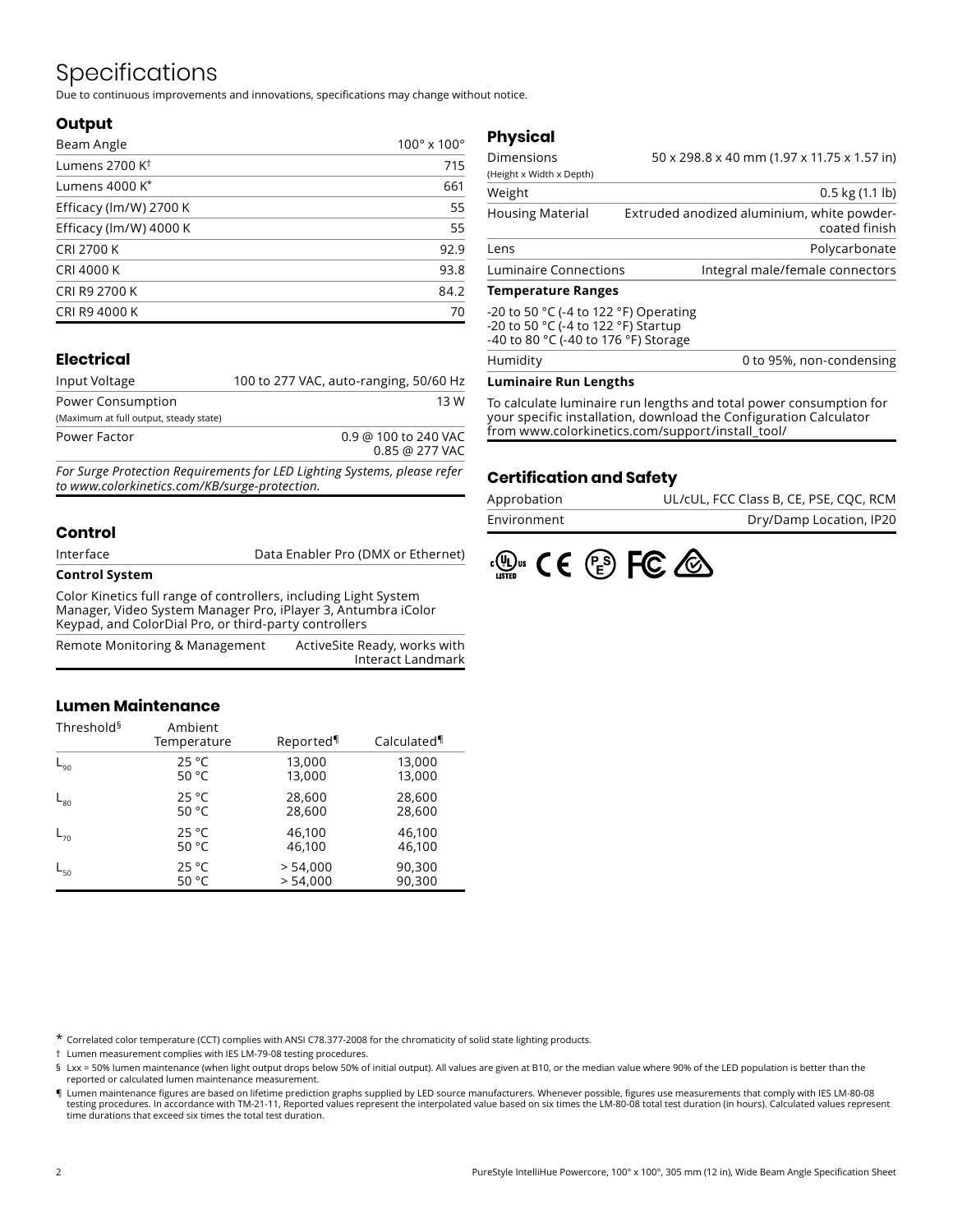# Specifications

Due to continuous improvements and innovations, specifications may change without notice.

## Output

| | |
|---|---|
| Beam Angle | 100° x 100° |
| Lumens 2700 K† | 715 |
| Lumens 4000 K* | 661 |
| Efficacy (lm/W) 2700 K | 55 |
| Efficacy (lm/W) 4000 K | 55 |
| CRI 2700 K | 92.9 |
| CRI 4000 K | 93.8 |
| CRI R9 2700 K | 84.2 |
| CRI R9 4000 K | 70 |

## Electrical

| | |
|---|---|
| Input Voltage | 100 to 277 VAC, auto-ranging, 50/60 Hz |
| Power Consumption (Maximum at full output, steady state) | 13 W |
| Power Factor | 0.9 @ 100 to 240 VAC<br>0.85 @ 277 VAC |

*For Surge Protection Requirements for LED Lighting Systems, please refer to www.colorkinetics.com/KB/surge-protection.*

## Control

| | |
|---|---|
| Interface | Data Enabler Pro (DMX or Ethernet) |

**Control System**

Color Kinetics full range of controllers, including Light System Manager, Video System Manager Pro, iPlayer 3, Antumbra iColor Keypad, and ColorDial Pro, or third-party controllers

| | |
|---|---|
| Remote Monitoring & Management | ActiveSite Ready, works with Interact Landmark |

## Lumen Maintenance

| Threshold§ | Ambient Temperature | Reported¶ | Calculated¶ |
|---|---|---|---|
| $L_{90}$ | 25 °C<br>50 °C | 13,000<br>13,000 | 13,000<br>13,000 |
| $L_{80}$ | 25 °C<br>50 °C | 28,600<br>28,600 | 28,600<br>28,600 |
| $L_{70}$ | 25 °C<br>50 °C | 46,100<br>46,100 | 46,100<br>46,100 |
| $L_{50}$ | 25 °C<br>50 °C | > 54,000<br>> 54,000 | 90,300<br>90,300 |

## Physical

| | |
|---|---|
| Dimensions (Height x Width x Depth) | 50 x 298.8 x 40 mm (1.97 x 11.75 x 1.57 in) |
| Weight | 0.5 kg (1.1 lb) |
| Housing Material | Extruded anodized aluminium, white powder-coated finish |
| Lens | Polycarbonate |
| Luminaire Connections | Integral male/female connectors |

**Temperature Ranges**

-20 to 50 °C (-4 to 122 °F) Operating
-20 to 50 °C (-4 to 122 °F) Startup
-40 to 80 °C (-40 to 176 °F) Storage

| | |
|---|---|
| Humidity | 0 to 95%, non-condensing |

**Luminaire Run Lengths**

To calculate luminaire run lengths and total power consumption for your specific installation, download the Configuration Calculator from www.colorkinetics.com/support/install_tool/

## Certification and Safety

| | |
|---|---|
| Approbation | UL/cUL, FCC Class B, CE, PSE, CQC, RCM |
| Environment | Dry/Damp Location, IP20 |

* Correlated color temperature (CCT) complies with ANSI C78.377-2008 for the chromaticity of solid state lighting products.

† Lumen measurement complies with IES LM-79-08 testing procedures.

§ Lxx = 50% lumen maintenance (when light output drops below 50% of initial output). All values are given at B10, or the median value where 90% of the LED population is better than the reported or calculated lumen maintenance measurement.

¶ Lumen maintenance figures are based on lifetime prediction graphs supplied by LED source manufacturers. Whenever possible, figures use measurements that comply with IES LM-80-08 testing procedures. In accordance with TM-21-11, Reported values represent the interpolated value based on six times the LM-80-08 total test duration (in hours). Calculated values represent time durations that exceed six times the total test duration.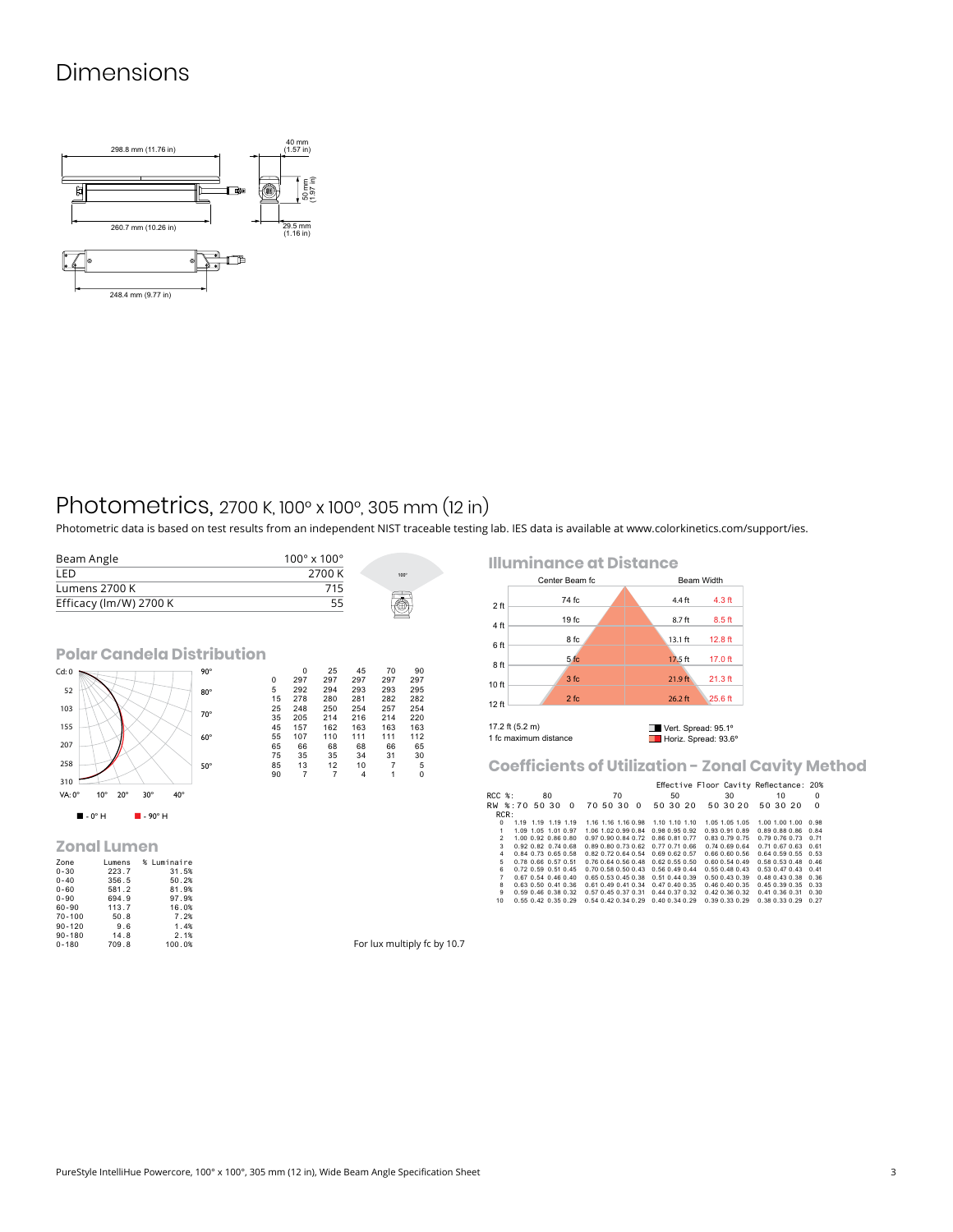# Dimensions

298.8 mm (11.76 in)

40 mm (1.57 in)

50 mm (1.97 in)

260.7 mm (10.26 in)

29.5 mm (1.16 in)

248.4 mm (9.77 in)

# Photometrics, 2700 K, 100° x 100°, 305 mm (12 in)

Photometric data is based on test results from an independent NIST traceable testing lab. IES data is available at www.colorkinetics.com/support/ies.

| | |
|---|---|
| Beam Angle | 100° x 100° |
| LED | 2700 K |
| Lumens 2700 K | 715 |
| Efficacy (lm/W) 2700 K | 55 |

## Polar Candela Distribution

■ - 0° H ■ - 90° H

| | 0 | 25 | 45 | 70 | 90 |
|---|---|---|---|---|---|
| 0 | 297 | 297 | 297 | 297 | 297 |
| 5 | 292 | 294 | 293 | 293 | 295 |
| 15 | 278 | 280 | 281 | 282 | 282 |
| 25 | 248 | 250 | 254 | 257 | 254 |
| 35 | 205 | 214 | 216 | 214 | 220 |
| 45 | 157 | 162 | 163 | 163 | 163 |
| 55 | 107 | 110 | 111 | 111 | 112 |
| 65 | 66 | 68 | 68 | 66 | 65 |
| 75 | 35 | 35 | 34 | 31 | 30 |
| 85 | 13 | 12 | 10 | 7 | 5 |
| 90 | 7 | 7 | 4 | 1 | 0 |

## Zonal Lumen

| Zone | Lumens | % Luminaire |
|---|---|---|
| 0-30 | 223.7 | 31.5% |
| 0-40 | 356.5 | 50.2% |
| 0-60 | 581.2 | 81.9% |
| 0-90 | 694.9 | 97.9% |
| 60-90 | 113.7 | 16.0% |
| 70-100 | 50.8 | 7.2% |
| 90-120 | 9.6 | 1.4% |
| 90-180 | 14.8 | 2.1% |
| 0-180 | 709.8 | 100.0% |

## Illuminance at Distance

| Distance | Center Beam fc | Beam Width (Vert.) | Beam Width (Horiz.) |
|---|---|---|---|
| 2 ft | 74 fc | 4.4 ft | 4.3 ft |
| 4 ft | 19 fc | 8.7 ft | 8.5 ft |
| 6 ft | 8 fc | 13.1 ft | 12.8 ft |
| 8 ft | 5 fc | 17.5 ft | 17.0 ft |
| 10 ft | 3 fc | 21.9 ft | 21.3 ft |
| 12 ft | 2 fc | 26.2 ft | 25.6 ft |

17.2 ft (5.2 m)
1 fc maximum distance

Vert. Spread: 95.1°
Horiz. Spread: 93.6°

For lux multiply fc by 10.7

## Coefficients of Utilization - Zonal Cavity Method

Effective Floor Cavity Reflectance: 20%

| RCC %: | 80 | | | | 70 | | | | 50 | | | 30 | | | 10 | | | 0 |
|---|---|---|---|---|---|---|---|---|---|---|---|---|---|---|---|---|---|---|
| RW %: | 70 | 50 | 30 | 0 | 70 | 50 | 30 | 0 | 50 | 30 | 20 | 50 | 30 | 20 | 50 | 30 | 20 | 0 |
| RCR: | | | | | | | | | | | | | | | | | | |
| 0 | 1.19 | 1.19 | 1.19 | 1.19 | 1.16 | 1.16 | 1.16 | 0.98 | 1.10 | 1.10 | 1.10 | 1.05 | 1.05 | 1.05 | 1.00 | 1.00 | 1.00 | 0.98 |
| 1 | 1.09 | 1.05 | 1.01 | 0.97 | 1.06 | 1.02 | 0.99 | 0.84 | 0.98 | 0.95 | 0.92 | 0.93 | 0.91 | 0.89 | 0.89 | 0.88 | 0.86 | 0.84 |
| 2 | 1.00 | 0.92 | 0.86 | 0.80 | 0.97 | 0.90 | 0.84 | 0.72 | 0.86 | 0.81 | 0.77 | 0.83 | 0.79 | 0.75 | 0.79 | 0.76 | 0.73 | 0.71 |
| 3 | 0.92 | 0.82 | 0.74 | 0.68 | 0.89 | 0.80 | 0.73 | 0.62 | 0.77 | 0.71 | 0.66 | 0.74 | 0.69 | 0.64 | 0.71 | 0.67 | 0.63 | 0.61 |
| 4 | 0.84 | 0.73 | 0.65 | 0.58 | 0.82 | 0.72 | 0.64 | 0.54 | 0.69 | 0.62 | 0.57 | 0.66 | 0.60 | 0.56 | 0.64 | 0.59 | 0.55 | 0.53 |
| 5 | 0.78 | 0.66 | 0.57 | 0.51 | 0.76 | 0.64 | 0.56 | 0.48 | 0.62 | 0.55 | 0.50 | 0.60 | 0.54 | 0.49 | 0.58 | 0.53 | 0.48 | 0.46 |
| 6 | 0.72 | 0.59 | 0.51 | 0.45 | 0.70 | 0.58 | 0.50 | 0.43 | 0.56 | 0.49 | 0.44 | 0.55 | 0.48 | 0.43 | 0.53 | 0.47 | 0.43 | 0.41 |
| 7 | 0.67 | 0.54 | 0.46 | 0.40 | 0.65 | 0.53 | 0.45 | 0.38 | 0.51 | 0.44 | 0.39 | 0.50 | 0.43 | 0.39 | 0.48 | 0.43 | 0.38 | 0.36 |
| 8 | 0.63 | 0.50 | 0.41 | 0.36 | 0.61 | 0.49 | 0.41 | 0.34 | 0.47 | 0.40 | 0.35 | 0.46 | 0.40 | 0.35 | 0.45 | 0.39 | 0.35 | 0.33 |
| 9 | 0.59 | 0.46 | 0.38 | 0.32 | 0.57 | 0.45 | 0.37 | 0.31 | 0.44 | 0.37 | 0.32 | 0.42 | 0.36 | 0.32 | 0.41 | 0.36 | 0.31 | 0.30 |
| 10 | 0.55 | 0.42 | 0.35 | 0.29 | 0.54 | 0.42 | 0.34 | 0.29 | 0.40 | 0.34 | 0.29 | 0.39 | 0.33 | 0.29 | 0.38 | 0.33 | 0.29 | 0.27 |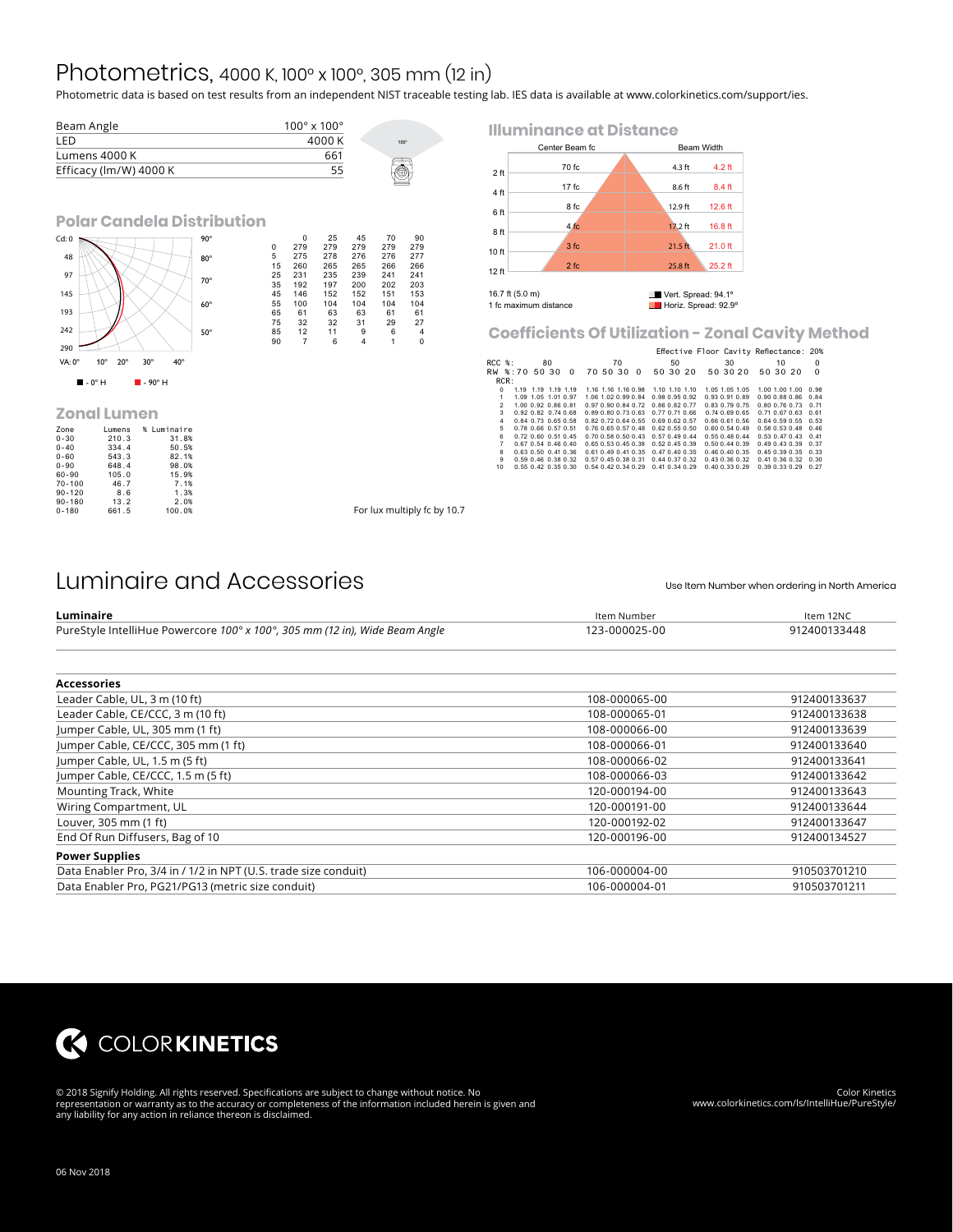# Photometrics, 4000 K, 100° x 100°, 305 mm (12 in)

Photometric data is based on test results from an independent NIST traceable testing lab. IES data is available at www.colorkinetics.com/support/ies.

| | |
|---|---|
| Beam Angle | 100° x 100° |
| LED | 4000 K |
| Lumens 4000 K | 661 |
| Efficacy (lm/W) 4000 K | 55 |

100°

## Polar Candela Distribution

Cd: 0
48
97
145
193
242
290
VA: 0° 10° 20° 30° 40°
50° 60° 70° 80° 90°
■ - 0° H ■ - 90° H

| | 0 | 25 | 45 | 70 | 90 |
|---|---|---|---|---|---|
| 0 | 279 | 279 | 279 | 279 | 279 |
| 5 | 275 | 278 | 276 | 276 | 277 |
| 15 | 260 | 265 | 265 | 266 | 266 |
| 25 | 231 | 235 | 239 | 241 | 241 |
| 35 | 192 | 197 | 200 | 202 | 203 |
| 45 | 146 | 152 | 152 | 151 | 153 |
| 55 | 100 | 104 | 104 | 104 | 104 |
| 65 | 61 | 63 | 63 | 61 | 61 |
| 75 | 32 | 32 | 31 | 29 | 27 |
| 85 | 12 | 11 | 9 | 6 | 4 |
| 90 | 7 | 6 | 4 | 1 | 0 |

## Zonal Lumen

| Zone | Lumens | % Luminaire |
|---|---|---|
| 0-30 | 210.3 | 31.8% |
| 0-40 | 334.4 | 50.5% |
| 0-60 | 543.3 | 82.1% |
| 0-90 | 648.4 | 98.0% |
| 60-90 | 105.0 | 15.9% |
| 70-100 | 46.7 | 7.1% |
| 90-120 | 8.6 | 1.3% |
| 90-180 | 13.2 | 2.0% |
| 0-180 | 661.5 | 100.0% |

For lux multiply fc by 10.7

## Illuminance at Distance

Center Beam fc — Beam Width

2 ft — 70 fc — 4.3 ft — 4.2 ft
4 ft — 17 fc — 8.6 ft — 8.4 ft
6 ft — 8 fc — 12.9 ft — 12.6 ft
8 ft — 4 fc — 17.2 ft — 16.8 ft
10 ft — 3 fc — 21.5 ft — 21.0 ft
12 ft — 2 fc — 25.8 ft — 25.2 ft

16.7 ft (5.0 m)
1 fc maximum distance

Vert. Spread: 94.1°
Horiz. Spread: 92.9°

## Coefficients Of Utilization - Zonal Cavity Method

Effective Floor Cavity Reflectance: 20%

| RCC %: | 80 | | | | 70 | | | | 50 | | | 30 | | | 10 | | | 0 |
|---|---|---|---|---|---|---|---|---|---|---|---|---|---|---|---|---|---|---|
| RW %: | 70 | 50 | 30 | 0 | 70 | 50 | 30 | 0 | 50 | 30 | 20 | 50 | 30 | 20 | 50 | 30 | 20 | 0 |
| RCR: 0 | 1.19 | 1.19 | 1.19 | 1.19 | 1.16 | 1.16 | 1.16 | 0.98 | 1.10 | 1.10 | 1.10 | 1.05 | 1.05 | 1.05 | 1.00 | 1.00 | 1.00 | 0.98 |
| 1 | 1.09 | 1.05 | 1.01 | 0.97 | 1.06 | 1.02 | 0.99 | 0.84 | 0.98 | 0.95 | 0.92 | 0.93 | 0.91 | 0.89 | 0.90 | 0.88 | 0.86 | 0.84 |
| 2 | 1.00 | 0.92 | 0.86 | 0.81 | 0.97 | 0.90 | 0.84 | 0.72 | 0.86 | 0.82 | 0.77 | 0.83 | 0.79 | 0.75 | 0.80 | 0.76 | 0.73 | 0.71 |
| 3 | 0.92 | 0.82 | 0.74 | 0.68 | 0.89 | 0.80 | 0.73 | 0.63 | 0.77 | 0.71 | 0.66 | 0.74 | 0.69 | 0.65 | 0.71 | 0.67 | 0.63 | 0.61 |
| 4 | 0.84 | 0.73 | 0.65 | 0.58 | 0.82 | 0.72 | 0.64 | 0.55 | 0.69 | 0.62 | 0.57 | 0.66 | 0.61 | 0.56 | 0.64 | 0.59 | 0.55 | 0.53 |
| 5 | 0.78 | 0.66 | 0.57 | 0.51 | 0.76 | 0.65 | 0.57 | 0.48 | 0.62 | 0.55 | 0.50 | 0.60 | 0.54 | 0.49 | 0.58 | 0.53 | 0.48 | 0.46 |
| 6 | 0.72 | 0.60 | 0.51 | 0.45 | 0.70 | 0.58 | 0.50 | 0.43 | 0.57 | 0.49 | 0.44 | 0.55 | 0.48 | 0.44 | 0.53 | 0.47 | 0.43 | 0.41 |
| 7 | 0.67 | 0.54 | 0.46 | 0.40 | 0.65 | 0.53 | 0.45 | 0.38 | 0.52 | 0.45 | 0.39 | 0.50 | 0.44 | 0.39 | 0.49 | 0.43 | 0.39 | 0.37 |
| 8 | 0.63 | 0.50 | 0.41 | 0.36 | 0.61 | 0.49 | 0.41 | 0.35 | 0.47 | 0.40 | 0.35 | 0.46 | 0.40 | 0.35 | 0.45 | 0.39 | 0.35 | 0.33 |
| 9 | 0.59 | 0.46 | 0.38 | 0.32 | 0.57 | 0.45 | 0.38 | 0.31 | 0.44 | 0.37 | 0.32 | 0.43 | 0.36 | 0.32 | 0.41 | 0.36 | 0.32 | 0.30 |
| 10 | 0.55 | 0.42 | 0.35 | 0.30 | 0.54 | 0.42 | 0.34 | 0.29 | 0.41 | 0.34 | 0.29 | 0.40 | 0.33 | 0.29 | 0.39 | 0.33 | 0.29 | 0.27 |

# Luminaire and Accessories

Use Item Number when ordering in North America

| Luminaire | Item Number | Item 12NC |
|---|---|---|
| PureStyle IntelliHue Powercore *100° x 100°, 305 mm (12 in), Wide Beam Angle* | 123-000025-00 | 912400133448 |

| Accessories | | |
|---|---|---|
| Leader Cable, UL, 3 m (10 ft) | 108-000065-00 | 912400133637 |
| Leader Cable, CE/CCC, 3 m (10 ft) | 108-000065-01 | 912400133638 |
| Jumper Cable, UL, 305 mm (1 ft) | 108-000066-00 | 912400133639 |
| Jumper Cable, CE/CCC, 305 mm (1 ft) | 108-000066-01 | 912400133640 |
| Jumper Cable, UL, 1.5 m (5 ft) | 108-000066-02 | 912400133641 |
| Jumper Cable, CE/CCC, 1.5 m (5 ft) | 108-000066-03 | 912400133642 |
| Mounting Track, White | 120-000194-00 | 912400133643 |
| Wiring Compartment, UL | 120-000191-00 | 912400133644 |
| Louver, 305 mm (1 ft) | 120-000192-02 | 912400133647 |
| End Of Run Diffusers, Bag of 10 | 120-000196-00 | 912400134527 |
| **Power Supplies** | | |
| Data Enabler Pro, 3/4 in / 1/2 in NPT (U.S. trade size conduit) | 106-000004-00 | 910503701210 |
| Data Enabler Pro, PG21/PG13 (metric size conduit) | 106-000004-01 | 910503701211 |

COLOR**KINETICS**

© 2018 Signify Holding. All rights reserved. Specifications are subject to change without notice. No representation or warranty as to the accuracy or completeness of the information included herein is given and any liability for any action in reliance thereon is disclaimed.

Color Kinetics
www.colorkinetics.com/ls/IntelliHue/PureStyle/

06 Nov 2018